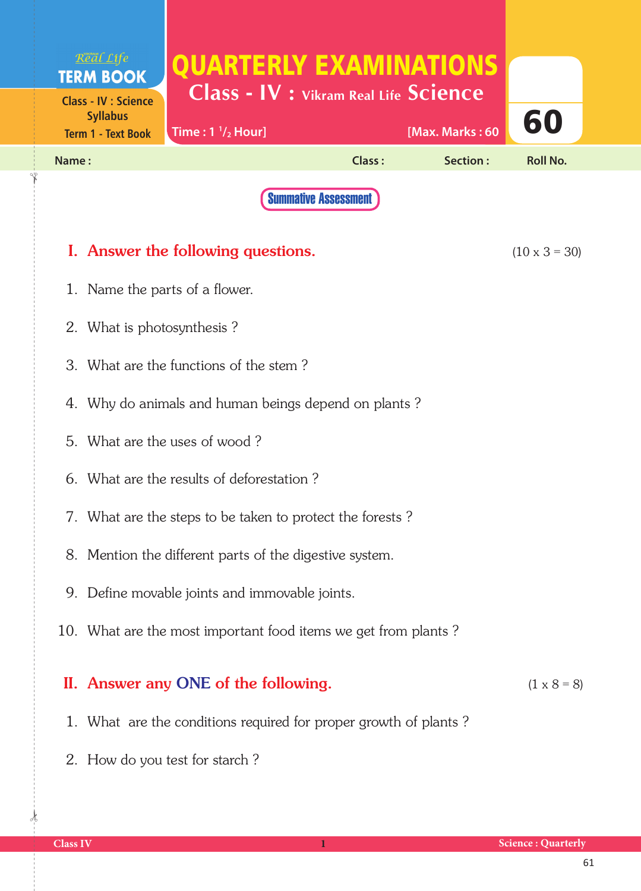Real Life **TERM BOOK**

Class - IV : Science Syllabus
Term 1 - Text Book

# QUARTERLY EXAMINATIONS

## Class - IV : Vikram Real Life Science

Time : 1 $^1/_2$ Hour] [Max. Marks : 60

60

Name : Class : Section : Roll No.

**Summative Assessment**

## I. Answer the following questions. (10 x 3 = 30)

1. Name the parts of a flower.
2. What is photosynthesis ?
3. What are the functions of the stem ?
4. Why do animals and human beings depend on plants ?
5. What are the uses of wood ?
6. What are the results of deforestation ?
7. What are the steps to be taken to protect the forests ?
8. Mention the different parts of the digestive system.
9. Define movable joints and immovable joints.
10. What are the most important food items we get from plants ?

## II. Answer any ONE of the following. (1 x 8 = 8)

1. What are the conditions required for proper growth of plants ?
2. How do you test for starch ?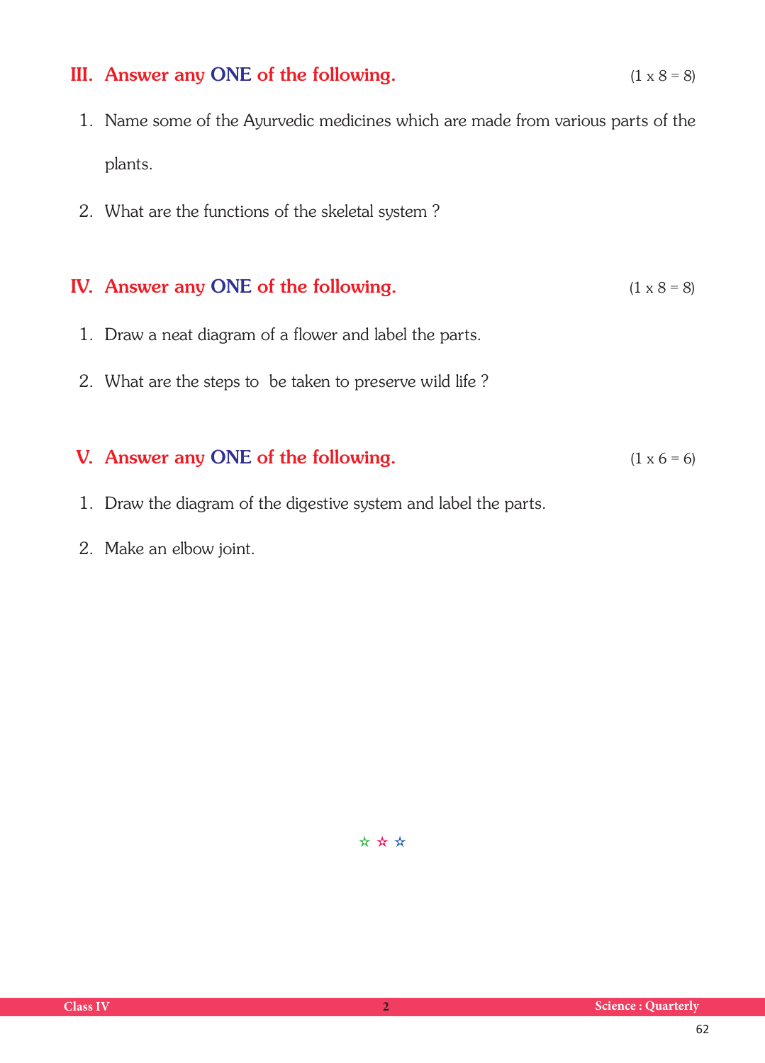## III. Answer any ONE of the following. (1 x 8 = 8)

1. Name some of the Ayurvedic medicines which are made from various parts of the plants.
2. What are the functions of the skeletal system ?

## IV. Answer any ONE of the following. (1 x 8 = 8)

1. Draw a neat diagram of a flower and label the parts.
2. What are the steps to be taken to preserve wild life ?

## V. Answer any ONE of the following. (1 x 6 = 6)

1. Draw the diagram of the digestive system and label the parts.
2. Make an elbow joint.

☆ ☆ ☆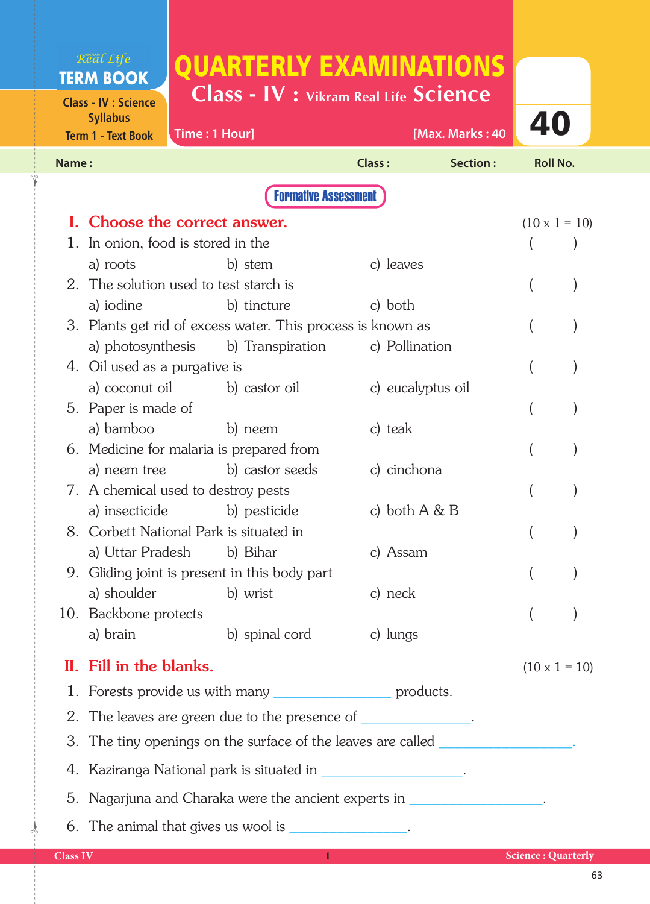Real Life
**TERM BOOK**

Class - IV : Science Syllabus
Term 1 - Text Book

# QUARTERLY EXAMINATIONS

## Class - IV : Vikram Real Life Science

Time : 1 Hour] [Max. Marks : 40

40

Name : Class : Section : Roll No.

**Formative Assessment**

## I. Choose the correct answer. (10 x 1 = 10)

1. In onion, food is stored in the ( )
   a) roots b) stem c) leaves
2. The solution used to test starch is ( )
   a) iodine b) tincture c) both
3. Plants get rid of excess water. This process is known as ( )
   a) photosynthesis b) Transpiration c) Pollination
4. Oil used as a purgative is ( )
   a) coconut oil b) castor oil c) eucalyptus oil
5. Paper is made of ( )
   a) bamboo b) neem c) teak
6. Medicine for malaria is prepared from ( )
   a) neem tree b) castor seeds c) cinchona
7. A chemical used to destroy pests ( )
   a) insecticide b) pesticide c) both A & B
8. Corbett National Park is situated in ( )
   a) Uttar Pradesh b) Bihar c) Assam
9. Gliding joint is present in this body part ( )
   a) shoulder b) wrist c) neck
10. Backbone protects ( )
    a) brain b) spinal cord c) lungs

## II. Fill in the blanks. (10 x 1 = 10)

1. Forests provide us with many ________________ products.
2. The leaves are green due to the presence of ________________.
3. The tiny openings on the surface of the leaves are called ____________________.
4. Kaziranga National park is situated in ____________________.
5. Nagarjuna and Charaka were the ancient experts in ____________________.
6. The animal that gives us wool is ________________.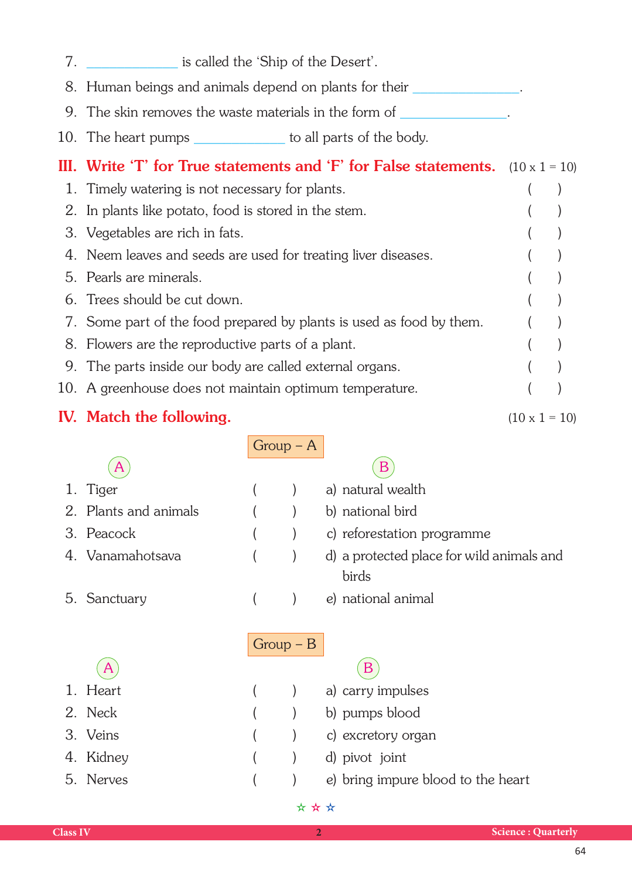7. ______________ is called the 'Ship of the Desert'.
8. Human beings and animals depend on plants for their ________________.
9. The skin removes the waste materials in the form of ________________.
10. The heart pumps ______________ to all parts of the body.

## III. Write 'T' for True statements and 'F' for False statements. (10 x 1 = 10)

1. Timely watering is not necessary for plants. (   )
2. In plants like potato, food is stored in the stem. (   )
3. Vegetables are rich in fats. (   )
4. Neem leaves and seeds are used for treating liver diseases. (   )
5. Pearls are minerals. (   )
6. Trees should be cut down. (   )
7. Some part of the food prepared by plants is used as food by them. (   )
8. Flowers are the reproductive parts of a plant. (   )
9. The parts inside our body are called external organs. (   )
10. A greenhouse does not maintain optimum temperature. (   )

## IV. Match the following. (10 x 1 = 10)

### Group – A

| A | | B |
|---|---|---|
| 1. Tiger | (   ) | a) natural wealth |
| 2. Plants and animals | (   ) | b) national bird |
| 3. Peacock | (   ) | c) reforestation programme |
| 4. Vanamahotsava | (   ) | d) a protected place for wild animals and birds |
| 5. Sanctuary | (   ) | e) national animal |

### Group – B

| A | | B |
|---|---|---|
| 1. Heart | (   ) | a) carry impulses |
| 2. Neck | (   ) | b) pumps blood |
| 3. Veins | (   ) | c) excretory organ |
| 4. Kidney | (   ) | d) pivot joint |
| 5. Nerves | (   ) | e) bring impure blood to the heart |

☆ ☆ ☆